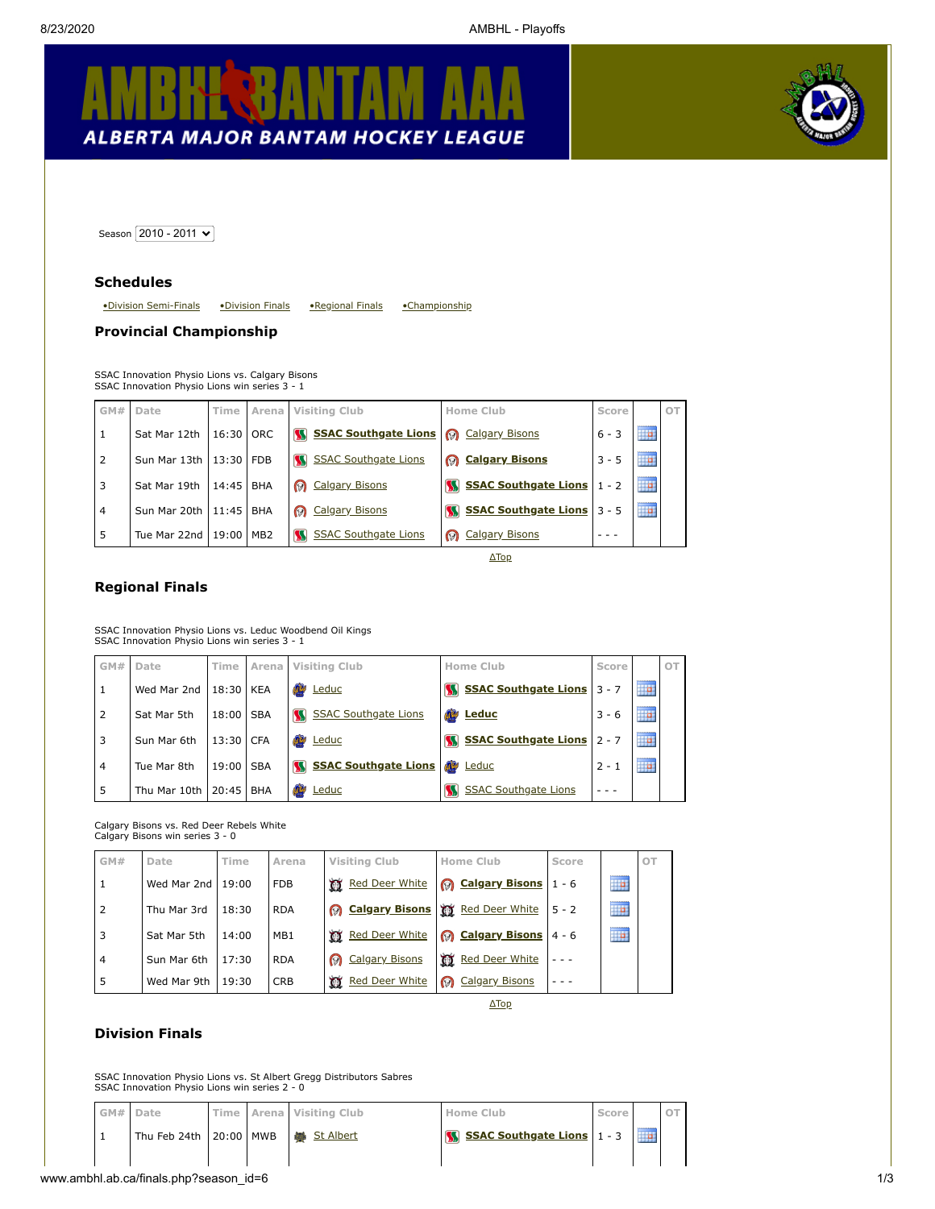# AMBHL BANTAM AAA

ALBERTA MAJOR BANTAM HOCKEY LEAGUE

Season 2010 - 2011

## Schedules

•Division Semi-Finals •Division Finals •Regional Finals •Championship

### Provincial Championship

SSAC Innovation Physio Lions vs. Calgary Bisons
SSAC Innovation Physio Lions win series 3 - 1

| GM# | Date | Time | Arena | Visiting Club | Home Club | Score | | OT |
|---|---|---|---|---|---|---|---|---|
| 1 | Sat Mar 12th | 16:30 | ORC | **SSAC Southgate Lions** | Calgary Bisons | 6 - 3 | | |
| 2 | Sun Mar 13th | 13:30 | FDB | SSAC Southgate Lions | **Calgary Bisons** | 3 - 5 | | |
| 3 | Sat Mar 19th | 14:45 | BHA | Calgary Bisons | **SSAC Southgate Lions** | 1 - 2 | | |
| 4 | Sun Mar 20th | 11:45 | BHA | Calgary Bisons | **SSAC Southgate Lions** | 3 - 5 | | |
| 5 | Tue Mar 22nd | 19:00 | MB2 | SSAC Southgate Lions | Calgary Bisons | - - - | | |

ΔTop

### Regional Finals

SSAC Innovation Physio Lions vs. Leduc Woodbend Oil Kings
SSAC Innovation Physio Lions win series 3 - 1

| GM# | Date | Time | Arena | Visiting Club | Home Club | Score | | OT |
|---|---|---|---|---|---|---|---|---|
| 1 | Wed Mar 2nd | 18:30 | KEA | Leduc | **SSAC Southgate Lions** | 3 - 7 | | |
| 2 | Sat Mar 5th | 18:00 | SBA | SSAC Southgate Lions | **Leduc** | 3 - 6 | | |
| 3 | Sun Mar 6th | 13:30 | CFA | Leduc | **SSAC Southgate Lions** | 2 - 7 | | |
| 4 | Tue Mar 8th | 19:00 | SBA | **SSAC Southgate Lions** | Leduc | 2 - 1 | | |
| 5 | Thu Mar 10th | 20:45 | BHA | Leduc | SSAC Southgate Lions | - - - | | |

Calgary Bisons vs. Red Deer Rebels White
Calgary Bisons win series 3 - 0

| GM# | Date | Time | Arena | Visiting Club | Home Club | Score | | OT |
|---|---|---|---|---|---|---|---|---|
| 1 | Wed Mar 2nd | 19:00 | FDB | Red Deer White | **Calgary Bisons** | 1 - 6 | | |
| 2 | Thu Mar 3rd | 18:30 | RDA | **Calgary Bisons** | Red Deer White | 5 - 2 | | |
| 3 | Sat Mar 5th | 14:00 | MB1 | Red Deer White | **Calgary Bisons** | 4 - 6 | | |
| 4 | Sun Mar 6th | 17:30 | RDA | Calgary Bisons | Red Deer White | - - - | | |
| 5 | Wed Mar 9th | 19:30 | CRB | Red Deer White | Calgary Bisons | - - - | | |

ΔTop

### Division Finals

SSAC Innovation Physio Lions vs. St Albert Gregg Distributors Sabres
SSAC Innovation Physio Lions win series 2 - 0

| GM# | Date | Time | Arena | Visiting Club | Home Club | Score | | OT |
|---|---|---|---|---|---|---|---|---|
| 1 | Thu Feb 24th | 20:00 | MWB | St Albert | **SSAC Southgate Lions** | 1 - 3 | | |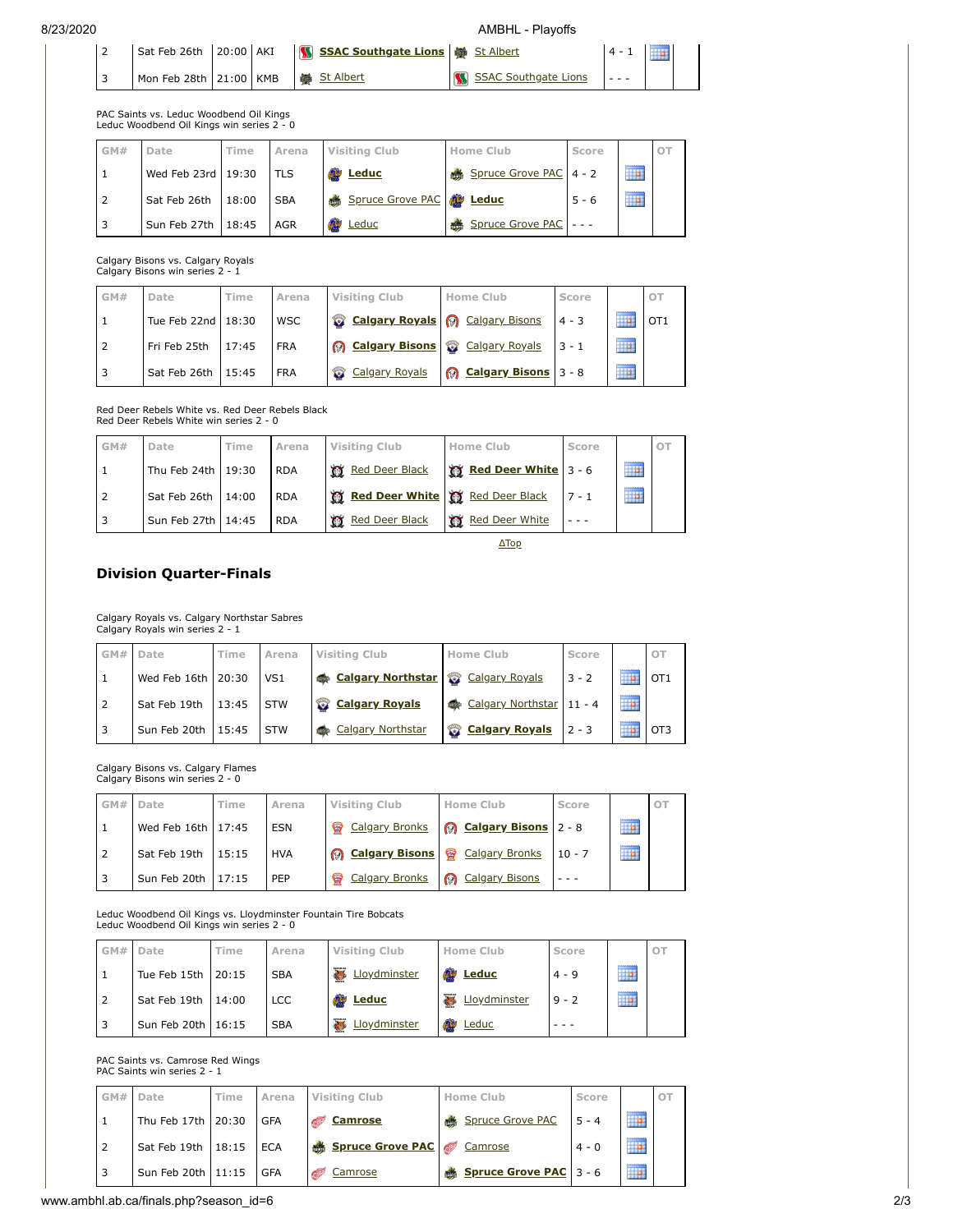| | | | | | | | | |
|---|---|---|---|---|---|---|---|---|
| 2 | Sat Feb 26th | 20:00 | AKI | **SSAC Southgate Lions** | St Albert | 4 - 1 | | |
| 3 | Mon Feb 28th | 21:00 | KMB | St Albert | SSAC Southgate Lions | - - - | | |

PAC Saints vs. Leduc Woodbend Oil Kings
Leduc Woodbend Oil Kings win series 2 - 0

| GM# | Date | Time | Arena | Visiting Club | Home Club | Score | | OT |
|---|---|---|---|---|---|---|---|---|
| 1 | Wed Feb 23rd | 19:30 | TLS | **Leduc** | Spruce Grove PAC | 4 - 2 | | |
| 2 | Sat Feb 26th | 18:00 | SBA | Spruce Grove PAC | **Leduc** | 5 - 6 | | |
| 3 | Sun Feb 27th | 18:45 | AGR | Leduc | Spruce Grove PAC | - - - | | |

Calgary Bisons vs. Calgary Royals
Calgary Bisons win series 2 - 1

| GM# | Date | Time | Arena | Visiting Club | Home Club | Score | | OT |
|---|---|---|---|---|---|---|---|---|
| 1 | Tue Feb 22nd | 18:30 | WSC | **Calgary Royals** | Calgary Bisons | 4 - 3 | | OT1 |
| 2 | Fri Feb 25th | 17:45 | FRA | **Calgary Bisons** | Calgary Royals | 3 - 1 | | |
| 3 | Sat Feb 26th | 15:45 | FRA | Calgary Royals | **Calgary Bisons** | 3 - 8 | | |

Red Deer Rebels White vs. Red Deer Rebels Black
Red Deer Rebels White win series 2 - 0

| GM# | Date | Time | Arena | Visiting Club | Home Club | Score | | OT |
|---|---|---|---|---|---|---|---|---|
| 1 | Thu Feb 24th | 19:30 | RDA | Red Deer Black | **Red Deer White** | 3 - 6 | | |
| 2 | Sat Feb 26th | 14:00 | RDA | **Red Deer White** | Red Deer Black | 7 - 1 | | |
| 3 | Sun Feb 27th | 14:45 | RDA | Red Deer Black | Red Deer White | - - - | | |

ΔTop

## Division Quarter-Finals

Calgary Royals vs. Calgary Northstar Sabres
Calgary Royals win series 2 - 1

| GM# | Date | Time | Arena | Visiting Club | Home Club | Score | | OT |
|---|---|---|---|---|---|---|---|---|
| 1 | Wed Feb 16th | 20:30 | VS1 | **Calgary Northstar** | Calgary Royals | 3 - 2 | | OT1 |
| 2 | Sat Feb 19th | 13:45 | STW | **Calgary Royals** | Calgary Northstar | 11 - 4 | | |
| 3 | Sun Feb 20th | 15:45 | STW | Calgary Northstar | **Calgary Royals** | 2 - 3 | | OT3 |

Calgary Bisons vs. Calgary Flames
Calgary Bisons win series 2 - 0

| GM# | Date | Time | Arena | Visiting Club | Home Club | Score | | OT |
|---|---|---|---|---|---|---|---|---|
| 1 | Wed Feb 16th | 17:45 | ESN | Calgary Bronks | **Calgary Bisons** | 2 - 8 | | |
| 2 | Sat Feb 19th | 15:15 | HVA | **Calgary Bisons** | Calgary Bronks | 10 - 7 | | |
| 3 | Sun Feb 20th | 17:15 | PEP | Calgary Bronks | Calgary Bisons | - - - | | |

Leduc Woodbend Oil Kings vs. Lloydminster Fountain Tire Bobcats
Leduc Woodbend Oil Kings win series 2 - 0

| GM# | Date | Time | Arena | Visiting Club | Home Club | Score | | OT |
|---|---|---|---|---|---|---|---|---|
| 1 | Tue Feb 15th | 20:15 | SBA | Lloydminster | **Leduc** | 4 - 9 | | |
| 2 | Sat Feb 19th | 14:00 | LCC | **Leduc** | Lloydminster | 9 - 2 | | |
| 3 | Sun Feb 20th | 16:15 | SBA | Lloydminster | Leduc | - - - | | |

PAC Saints vs. Camrose Red Wings
PAC Saints win series 2 - 1

| GM# | Date | Time | Arena | Visiting Club | Home Club | Score | | OT |
|---|---|---|---|---|---|---|---|---|
| 1 | Thu Feb 17th | 20:30 | GFA | **Camrose** | Spruce Grove PAC | 5 - 4 | | |
| 2 | Sat Feb 19th | 18:15 | ECA | **Spruce Grove PAC** | Camrose | 4 - 0 | | |
| 3 | Sun Feb 20th | 11:15 | GFA | Camrose | **Spruce Grove PAC** | 3 - 6 | | |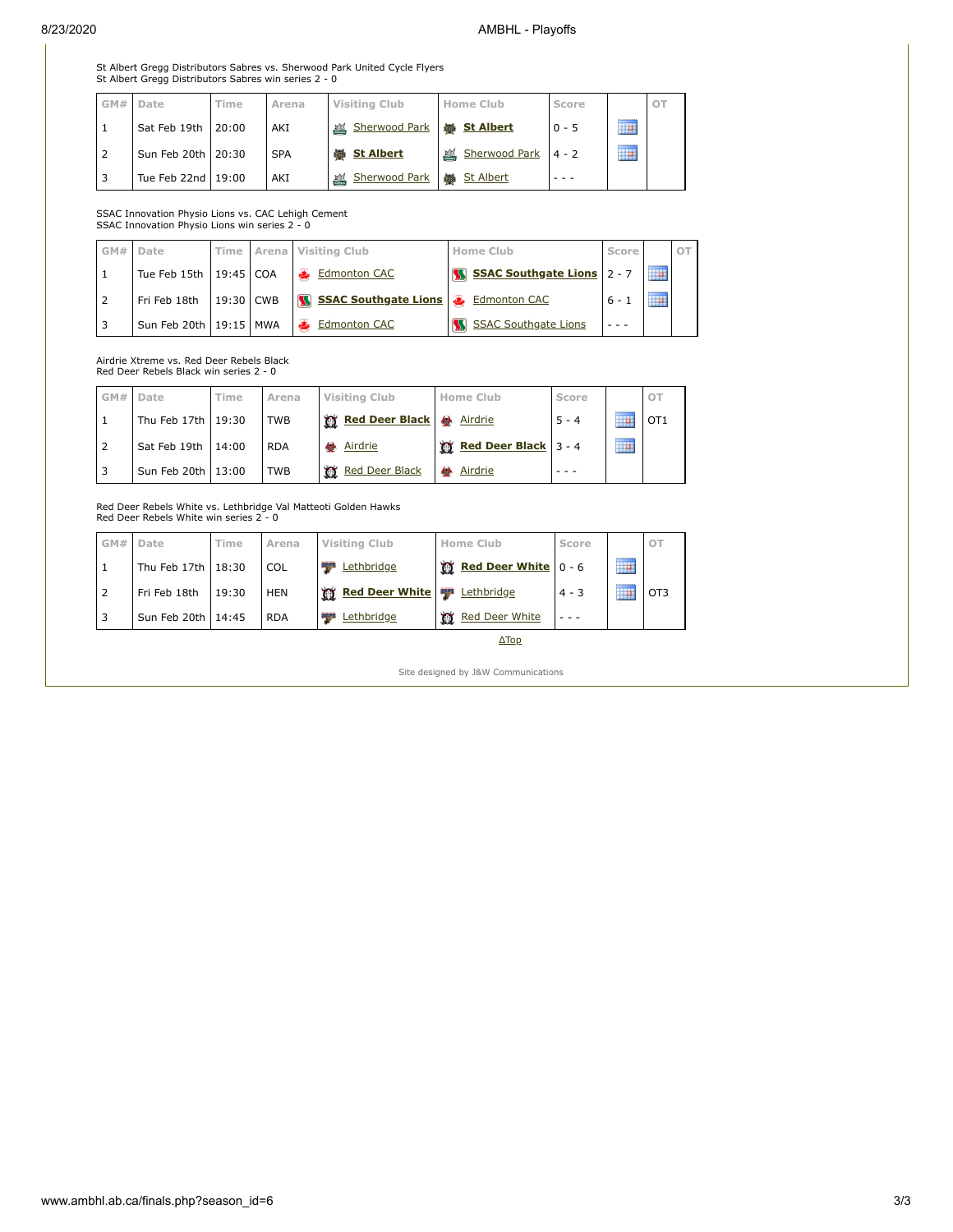St Albert Gregg Distributors Sabres vs. Sherwood Park United Cycle Flyers
St Albert Gregg Distributors Sabres win series 2 - 0

| GM# | Date | Time | Arena | Visiting Club | Home Club | Score | | OT |
|---|---|---|---|---|---|---|---|---|
| 1 | Sat Feb 19th | 20:00 | AKI | Sherwood Park | **St Albert** | 0 - 5 | | |
| 2 | Sun Feb 20th | 20:30 | SPA | **St Albert** | Sherwood Park | 4 - 2 | | |
| 3 | Tue Feb 22nd | 19:00 | AKI | Sherwood Park | St Albert | - - - | | |

SSAC Innovation Physio Lions vs. CAC Lehigh Cement
SSAC Innovation Physio Lions win series 2 - 0

| GM# | Date | Time | Arena | Visiting Club | Home Club | Score | | OT |
|---|---|---|---|---|---|---|---|---|
| 1 | Tue Feb 15th | 19:45 | COA | Edmonton CAC | **SSAC Southgate Lions** | 2 - 7 | | |
| 2 | Fri Feb 18th | 19:30 | CWB | **SSAC Southgate Lions** | Edmonton CAC | 6 - 1 | | |
| 3 | Sun Feb 20th | 19:15 | MWA | Edmonton CAC | SSAC Southgate Lions | - - - | | |

Airdrie Xtreme vs. Red Deer Rebels Black
Red Deer Rebels Black win series 2 - 0

| GM# | Date | Time | Arena | Visiting Club | Home Club | Score | | OT |
|---|---|---|---|---|---|---|---|---|
| 1 | Thu Feb 17th | 19:30 | TWB | **Red Deer Black** | Airdrie | 5 - 4 | | OT1 |
| 2 | Sat Feb 19th | 14:00 | RDA | Airdrie | **Red Deer Black** | 3 - 4 | | |
| 3 | Sun Feb 20th | 13:00 | TWB | Red Deer Black | Airdrie | - - - | | |

Red Deer Rebels White vs. Lethbridge Val Matteoti Golden Hawks
Red Deer Rebels White win series 2 - 0

| GM# | Date | Time | Arena | Visiting Club | Home Club | Score | | OT |
|---|---|---|---|---|---|---|---|---|
| 1 | Thu Feb 17th | 18:30 | COL | Lethbridge | **Red Deer White** | 0 - 6 | | |
| 2 | Fri Feb 18th | 19:30 | HEN | **Red Deer White** | Lethbridge | 4 - 3 | | OT3 |
| 3 | Sun Feb 20th | 14:45 | RDA | Lethbridge | Red Deer White | - - - | | |

ΔTop

Site designed by J&W Communications